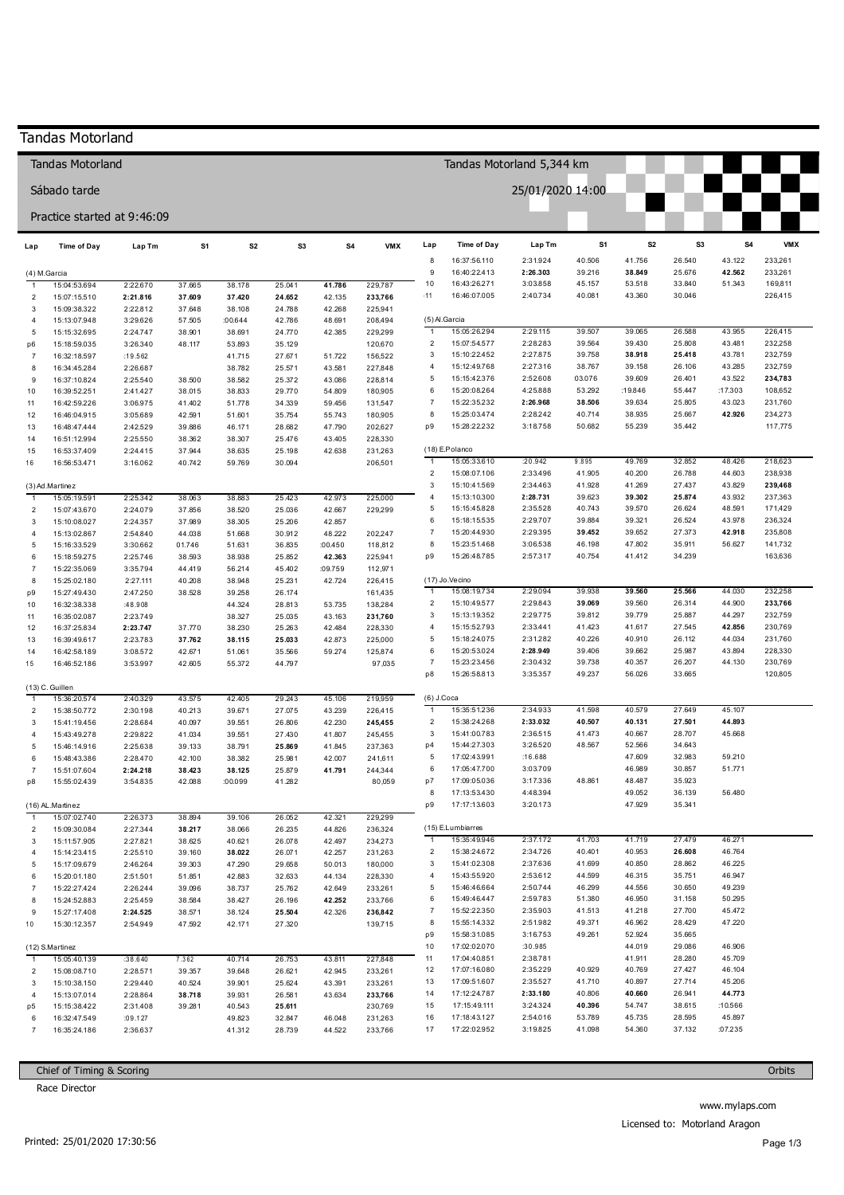# Tandas Motorland

**Tandas Motorland** — Tandas Motorland 5,344 km

**Sábado tarde** — 25/01/2020 14:00

**Practice started at 9:46:09**

### (4) M.Garcia

| Lap | Time of Day | Lap Tm | S1 | S2 | S3 | S4 | VMX |
|---|---|---|---|---|---|---|---|
| 1 | 15:04:53.694 | 2:22.670 | 37.665 | 38.178 | 25.041 | **41.786** | 229,787 |
| 2 | 15:07:15.510 | **2:21.816** | **37.609** | **37.420** | **24.652** | 42.135 | **233,766** |
| 3 | 15:09:38.322 | 2:22.812 | 37.648 | 38.108 | 24.788 | 42.268 | 225,941 |
| 4 | 15:13:07.948 | 3:29.626 | 57.505 | :00.644 | 42.786 | 48.691 | 208,494 |
| 5 | 15:15:32.695 | 2:24.747 | 38.901 | 38.691 | 24.770 | 42.385 | 229,299 |
| p6 | 15:18:59.035 | 3:26.340 | 48.117 | 53.893 | 35.129 | | 120,670 |
| 7 | 16:32:18.597 | :19.562 | | 41.715 | 27.671 | 51.722 | 156,522 |
| 8 | 16:34:45.284 | 2:26.687 | | 38.782 | 25.571 | 43.581 | 227,848 |
| 9 | 16:37:10.824 | 2:25.540 | 38.500 | 38.582 | 25.372 | 43.086 | 228,814 |
| 10 | 16:39:52.251 | 2:41.427 | 38.015 | 38.833 | 29.770 | 54.809 | 180,905 |
| 11 | 16:42:59.226 | 3:06.975 | 41.402 | 51.778 | 34.339 | 59.456 | 131,547 |
| 12 | 16:46:04.915 | 3:05.689 | 42.591 | 51.601 | 35.754 | 55.743 | 180,905 |
| 13 | 16:48:47.444 | 2:42.529 | 39.886 | 46.171 | 28.682 | 47.790 | 202,627 |
| 14 | 16:51:12.994 | 2:25.550 | 38.362 | 38.307 | 25.476 | 43.405 | 228,330 |
| 15 | 16:53:37.409 | 2:24.415 | 37.944 | 38.635 | 25.198 | 42.638 | 231,263 |
| 16 | 16:56:53.471 | 3:16.062 | 40.742 | 59.769 | 30.094 | | 206,501 |

### (3) Ad.Martinez

| Lap | Time of Day | Lap Tm | S1 | S2 | S3 | S4 | VMX |
|---|---|---|---|---|---|---|---|
| 1 | 15:05:19.591 | 2:25.342 | 38.063 | 38.883 | 25.423 | 42.973 | 225,000 |
| 2 | 15:07:43.670 | 2:24.079 | 37.856 | 38.520 | 25.036 | 42.667 | 229,299 |
| 3 | 15:10:08.027 | 2:24.357 | 37.989 | 38.305 | 25.206 | 42.857 | |
| 4 | 15:13:02.867 | 2:54.840 | 44.038 | 51.668 | 30.912 | 48.222 | 202,247 |
| 5 | 15:16:33.529 | 3:30.662 | 01.746 | 51.631 | 36.835 | :00.450 | 118,812 |
| 6 | 15:18:59.275 | 2:25.746 | 38.593 | 38.938 | 25.852 | **42.363** | 225,941 |
| 7 | 15:22:35.069 | 3:35.794 | 44.419 | 56.214 | 45.402 | :09.759 | 112,971 |
| 8 | 15:25:02.180 | 2:27.111 | 40.208 | 38.948 | 25.231 | 42.724 | 226,415 |
| p9 | 15:27:49.430 | 2:47.250 | 38.528 | 39.258 | 26.174 | | 161,435 |
| 10 | 16:32:38.338 | :48.908 | | 44.324 | 28.813 | 53.735 | 138,284 |
| 11 | 16:35:02.087 | 2:23.749 | | 38.327 | 25.035 | 43.163 | **231,760** |
| 12 | 16:37:25.834 | **2:23.747** | 37.770 | 38.230 | 25.263 | 42.484 | 228,330 |
| 13 | 16:39:49.617 | 2:23.783 | **37.762** | **38.115** | **25.033** | 42.873 | 225,000 |
| 14 | 16:42:58.189 | 3:08.572 | 42.671 | 51.061 | 35.566 | 59.274 | 125,874 |
| 15 | 16:46:52.186 | 3:53.997 | 42.605 | 55.372 | 44.797 | | 97,035 |

### (13) C. Guillen

| Lap | Time of Day | Lap Tm | S1 | S2 | S3 | S4 | VMX |
|---|---|---|---|---|---|---|---|
| 1 | 15:36:20.574 | 2:40.329 | 43.575 | 42.405 | 29.243 | 45.106 | 219,959 |
| 2 | 15:38:50.772 | 2:30.198 | 40.213 | 39.671 | 27.075 | 43.239 | 226,415 |
| 3 | 15:41:19.456 | 2:28.684 | 40.097 | 39.551 | 26.806 | 42.230 | **245,455** |
| 4 | 15:43:49.278 | 2:29.822 | 41.034 | 39.551 | 27.430 | 41.807 | 245,455 |
| 5 | 15:46:14.916 | 2:25.638 | 39.133 | 38.791 | **25.869** | 41.845 | 237,363 |
| 6 | 15:48:43.386 | 2:28.470 | 42.100 | 38.382 | 25.981 | 42.007 | 241,611 |
| 7 | 15:51:07.604 | **2:24.218** | **38.423** | **38.125** | 25.879 | **41.791** | 244,344 |
| p8 | 15:55:02.439 | 3:54.835 | 42.088 | :00.099 | 41.282 | | 80,059 |

### (16) AL.Martinez

| Lap | Time of Day | Lap Tm | S1 | S2 | S3 | S4 | VMX |
|---|---|---|---|---|---|---|---|
| 1 | 15:07:02.740 | 2:26.373 | 38.894 | 39.106 | 26.052 | 42.321 | 229,299 |
| 2 | 15:09:30.084 | 2:27.344 | **38.217** | 38.066 | 26.235 | 44.826 | 236,324 |
| 3 | 15:11:57.905 | 2:27.821 | 38.625 | 40.621 | 26.078 | 42.497 | 234,273 |
| 4 | 15:14:23.415 | 2:25.510 | 39.160 | **38.022** | 26.071 | 42.257 | 231,263 |
| 5 | 15:17:09.679 | 2:46.264 | 39.303 | 47.290 | 29.658 | 50.013 | 180,000 |
| 6 | 15:20:01.180 | 2:51.501 | 51.851 | 42.883 | 32.633 | 44.134 | 228,330 |
| 7 | 15:22:27.424 | 2:26.244 | 39.096 | 38.737 | 25.762 | 42.649 | 233,261 |
| 8 | 15:24:52.883 | 2:25.459 | 38.584 | 38.427 | 26.196 | **42.252** | 233,766 |
| 9 | 15:27:17.408 | **2:24.525** | 38.571 | 38.124 | **25.504** | 42.326 | **236,842** |
| 10 | 15:30:12.357 | 2:54.949 | 47.592 | 42.171 | 27.320 | | 139,715 |

### (12) S.Martinez

| Lap | Time of Day | Lap Tm | S1 | S2 | S3 | S4 | VMX |
|---|---|---|---|---|---|---|---|
| 1 | 15:05:40.139 | :38.640 | 7.362 | 40.714 | 26.753 | 43.811 | 227,848 |
| 2 | 15:08:08.710 | 2:28.571 | 39.357 | 39.648 | 26.621 | 42.945 | 233,261 |
| 3 | 15:10:38.150 | 2:29.440 | 40.524 | 39.901 | 25.624 | 43.391 | 233,261 |
| 4 | 15:13:07.014 | 2:28.864 | **38.718** | 39.931 | 26.581 | 43.634 | **233,766** |
| p5 | 15:15:38.422 | 2:31.408 | 39.281 | 40.543 | **25.611** | | 230,769 |
| 6 | 16:32:47.549 | :09.127 | | 49.823 | 32.847 | 46.048 | 231,263 |
| 7 | 16:35:24.186 | 2:36.637 | | 41.312 | 28.739 | 44.522 | 233,766 |
| 8 | 16:37:56.110 | 2:31.924 | 40.506 | 41.756 | 26.540 | 43.122 | 233,261 |
| 9 | 16:40:22.413 | **2:26.303** | 39.216 | **38.849** | 25.676 | **42.562** | 233,261 |
| 10 | 16:43:26.271 | 3:03.858 | 45.157 | 53.518 | 33.840 | 51.343 | 169,811 |
| 11 | 16:46:07.005 | 2:40.734 | 40.081 | 43.360 | 30.046 | | 226,415 |

### (5) Al.Garcia

| Lap | Time of Day | Lap Tm | S1 | S2 | S3 | S4 | VMX |
|---|---|---|---|---|---|---|---|
| 1 | 15:05:26.294 | 2:29.115 | 39.507 | 39.065 | 26.588 | 43.955 | 226,415 |
| 2 | 15:07:54.577 | 2:28.283 | 39.564 | 39.430 | 25.808 | 43.481 | 232,258 |
| 3 | 15:10:22.452 | 2:27.875 | 39.758 | **38.918** | **25.418** | 43.781 | 232,759 |
| 4 | 15:12:49.768 | 2:27.316 | 38.767 | 39.158 | 26.106 | 43.285 | 232,759 |
| 5 | 15:15:42.376 | 2:52.608 | 03.076 | 39.609 | 26.401 | 43.522 | **234,783** |
| 6 | 15:20:08.264 | 4:25.888 | 53.292 | :19.846 | 55.447 | :17.303 | 108,652 |
| 7 | 15:22:35.232 | **2:26.968** | **38.506** | 39.634 | 25.805 | 43.023 | 231,760 |
| 8 | 15:25:03.474 | 2:28.242 | 40.714 | 38.935 | 25.667 | **42.926** | 234,273 |
| p9 | 15:28:22.232 | 3:18.758 | 50.682 | 55.239 | 35.442 | | 117,775 |

### (18) E.Polanco

| Lap | Time of Day | Lap Tm | S1 | S2 | S3 | S4 | VMX |
|---|---|---|---|---|---|---|---|
| 1 | 15:05:33.610 | :20.942 | 9.895 | 49.769 | 32.852 | 48.426 | 218,623 |
| 2 | 15:08:07.106 | 2:33.496 | 41.905 | 40.200 | 26.788 | 44.603 | 238,938 |
| 3 | 15:10:41.569 | 2:34.463 | 41.928 | 41.269 | 27.437 | 43.829 | **239,468** |
| 4 | 15:13:10.300 | **2:28.731** | 39.623 | **39.302** | **25.874** | 43.932 | 237,363 |
| 5 | 15:15:45.828 | 2:35.528 | 40.743 | 39.570 | 26.624 | 48.591 | 171,429 |
| 6 | 15:18:15.535 | 2:29.707 | 39.884 | 39.321 | 26.524 | 43.978 | 236,324 |
| 7 | 15:20:44.930 | 2:29.395 | **39.452** | 39.652 | 27.373 | **42.918** | 235,808 |
| 8 | 15:23:51.468 | 3:06.538 | 46.198 | 47.802 | 35.911 | 56.627 | 141,732 |
| p9 | 15:26:48.785 | 2:57.317 | 40.754 | 41.412 | 34.239 | | 163,636 |

### (17) Jo.Vecino

| Lap | Time of Day | Lap Tm | S1 | S2 | S3 | S4 | VMX |
|---|---|---|---|---|---|---|---|
| 1 | 15:08:19.734 | 2:29.094 | 39.938 | **39.560** | **25.566** | 44.030 | 232,258 |
| 2 | 15:10:49.577 | 2:29.843 | **39.069** | 39.560 | 26.314 | 44.900 | **233,766** |
| 3 | 15:13:19.352 | 2:29.775 | 39.812 | 39.779 | 25.887 | 44.297 | 232,759 |
| 4 | 15:15:52.793 | 2:33.441 | 41.423 | 41.617 | 27.545 | **42.856** | 230,769 |
| 5 | 15:18:24.075 | 2:31.282 | 40.226 | 40.910 | 26.112 | 44.034 | 231,760 |
| 6 | 15:20:53.024 | **2:28.949** | 39.406 | 39.662 | 25.987 | 43.894 | 228,330 |
| 7 | 15:23:23.456 | 2:30.432 | 39.738 | 40.357 | 26.207 | 44.130 | 230,769 |
| p8 | 15:26:58.813 | 3:35.357 | 49.237 | 56.026 | 33.665 | | 120,805 |

### (6) J.Coca

| Lap | Time of Day | Lap Tm | S1 | S2 | S3 | S4 | VMX |
|---|---|---|---|---|---|---|---|
| 1 | 15:35:51.236 | 2:34.933 | 41.598 | 40.579 | 27.649 | 45.107 | |
| 2 | 15:38:24.268 | **2:33.032** | **40.507** | **40.131** | **27.501** | **44.893** | |
| 3 | 15:41:00.783 | 2:36.515 | 41.473 | 40.667 | 28.707 | 45.668 | |
| p4 | 15:44:27.303 | 3:26.520 | 48.567 | 52.566 | 34.643 | | |
| 5 | 17:02:43.991 | :16.688 | | 47.609 | 32.983 | 59.210 | |
| 6 | 17:05:47.700 | 3:03.709 | | 46.989 | 30.857 | 51.771 | |
| p7 | 17:09:05.036 | 3:17.336 | 48.861 | 48.487 | 35.923 | | |
| 8 | 17:13:53.430 | 4:48.394 | | 49.052 | 36.139 | 56.480 | |
| p9 | 17:17:13.603 | 3:20.173 | | 47.929 | 35.341 | | |

### (15) E.Lumbiarres

| Lap | Time of Day | Lap Tm | S1 | S2 | S3 | S4 | VMX |
|---|---|---|---|---|---|---|---|
| 1 | 15:35:49.946 | 2:37.172 | 41.703 | 41.719 | 27.479 | 46.271 | |
| 2 | 15:38:24.672 | 2:34.726 | 40.401 | 40.953 | **26.608** | 46.764 | |
| 3 | 15:41:02.308 | 2:37.636 | 41.699 | 40.850 | 28.862 | 46.225 | |
| 4 | 15:43:55.920 | 2:53.612 | 44.599 | 46.315 | 35.751 | 46.947 | |
| 5 | 15:46:46.664 | 2:50.744 | 46.299 | 44.556 | 30.650 | 49.239 | |
| 6 | 15:49:46.447 | 2:59.783 | 51.380 | 46.950 | 31.158 | 50.295 | |
| 7 | 15:52:22.350 | 2:35.903 | 41.513 | 41.218 | 27.700 | 45.472 | |
| 8 | 15:55:14.332 | 2:51.982 | 49.371 | 46.962 | 28.429 | 47.220 | |
| p9 | 15:58:31.085 | 3:16.753 | 49.261 | 52.924 | 35.665 | | |
| 10 | 17:02:02.070 | :30.985 | | 44.019 | 29.086 | 46.906 | |
| 11 | 17:04:40.851 | 2:38.781 | | 41.911 | 28.280 | 45.709 | |
| 12 | 17:07:16.080 | 2:35.229 | 40.929 | 40.769 | 27.427 | 46.104 | |
| 13 | 17:09:51.607 | 2:35.527 | 41.710 | 40.897 | 27.714 | 45.206 | |
| 14 | 17:12:24.787 | **2:33.180** | 40.806 | **40.660** | 26.941 | **44.773** | |
| 15 | 17:15:49.111 | 3:24.324 | **40.396** | 54.747 | 38.615 | :10.566 | |
| 16 | 17:18:43.127 | 2:54.016 | 53.789 | 45.735 | 28.595 | 45.897 | |
| 17 | 17:22:02.952 | 3:19.825 | 41.098 | 54.360 | 37.132 | :07.235 | |

Chief of Timing & Scoring — Orbits

Race Director

www.mylaps.com

Licensed to: Motorland Aragon

Printed: 25/01/2020 17:30:56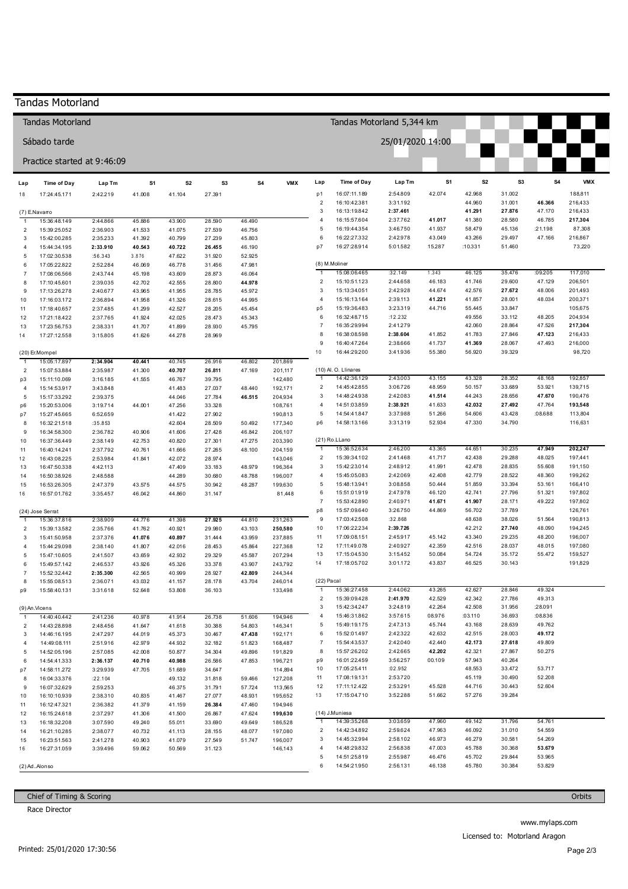# Tandas Motorland

## Tandas Motorland

Tandas Motorland 5,344 km

Sábado tarde

25/01/2020 14:00

Practice started at 9:46:09

| Lap | Time of Day | Lap Tm | S1 | S2 | S3 | S4 | VMX |
|---|---|---|---|---|---|---|---|
| 18 | 17:24:45.171 | 2:42.219 | 41.008 | 41.104 | 27.391 | | |
| **(7) E.Navarro** | | | | | | | |
| 1 | 15:36:48.149 | 2:44.866 | 45.886 | 43.900 | 28.590 | 46.490 | |
| 2 | 15:39:25.052 | 2:36.903 | 41.533 | 41.075 | 27.539 | 46.756 | |
| 3 | 15:42:00.285 | 2:35.233 | 41.392 | 40.799 | 27.239 | 45.803 | |
| 4 | 15:44:34.195 | **2:33.910** | **40.543** | **40.722** | **26.455** | 46.190 | |
| 5 | 17:02:30.538 | :56.343 | 3.876 | 47.622 | 31.920 | 52.925 | |
| 6 | 17:05:22.822 | 2:52.284 | 46.069 | 46.778 | 31.456 | 47.981 | |
| 7 | 17:08:06.566 | 2:43.744 | 45.198 | 43.609 | 28.873 | 46.064 | |
| 8 | 17:10:45.601 | 2:39.035 | 42.702 | 42.555 | 28.800 | **44.978** | |
| 9 | 17:13:26.278 | 2:40.677 | 43.965 | 41.955 | 28.785 | 45.972 | |
| 10 | 17:16:03.172 | 2:36.894 | 41.958 | 41.326 | 28.615 | 44.995 | |
| 11 | 17:18:40.657 | 2:37.485 | 41.299 | 42.527 | 28.205 | 45.454 | |
| 12 | 17:21:18.422 | 2:37.765 | 41.924 | 42.025 | 28.473 | 45.343 | |
| 13 | 17:23:56.753 | 2:38.331 | 41.707 | 41.899 | 28.930 | 45.795 | |
| 14 | 17:27:12.558 | 3:15.805 | 41.626 | 44.278 | 28.969 | | |
| **(20) Er.Mompel** | | | | | | | |
| 1 | 15:05:17.897 | **2:34.904** | **40.441** | 40.745 | 26.916 | 46.802 | 201,869 |
| 2 | 15:07:53.884 | 2:35.987 | 41.300 | **40.707** | **26.811** | 47.169 | 201,117 |
| p3 | 15:11:10.069 | 3:16.185 | 41.555 | 46.767 | 39.795 | | 142,480 |
| 4 | 15:14:53.917 | 3:43.848 | | 41.483 | 27.037 | 48.440 | 192,171 |
| 5 | 15:17:33.292 | 2:39.375 | | 44.046 | 27.784 | **46.515** | 204,934 |
| p6 | 15:20:53.006 | 3:19.714 | 44.001 | 47.256 | 33.328 | | 108,761 |
| p7 | 15:27:45.665 | 6:52.659 | | 41.422 | 27.902 | | 190,813 |
| 8 | 16:32:21.518 | :35.853 | | 42.604 | 28.509 | 50.492 | 177,340 |
| 9 | 16:34:58.300 | 2:36.782 | 40.906 | 41.606 | 27.428 | 46.842 | 206,107 |
| 10 | 16:37:36.449 | 2:38.149 | 42.753 | 40.820 | 27.301 | 47.275 | 203,390 |
| 11 | 16:40:14.241 | 2:37.792 | 40.761 | 41.666 | 27.265 | 48.100 | 204,159 |
| 12 | 16:43:08.225 | 2:53.984 | 41.841 | 42.072 | 28.974 | | 143,046 |
| 13 | 16:47:50.338 | 4:42.113 | | 47.409 | 33.183 | 48.979 | 196,364 |
| 14 | 16:50:38.926 | 2:48.588 | | 44.289 | 30.680 | 48.788 | 196,007 |
| 15 | 16:53:26.305 | 2:47.379 | 43.575 | 44.575 | 30.942 | 48.287 | 199,630 |
| 16 | 16:57:01.762 | 3:35.457 | 46.042 | 44.860 | 31.147 | | 81,448 |
| **(24) Jose Serrat** | | | | | | | |
| 1 | 15:36:37.816 | 2:38.909 | 44.776 | 41.398 | **27.925** | 44.810 | 231,263 |
| 2 | 15:39:13.582 | 2:35.766 | 41.762 | 40.921 | 29.980 | 43.103 | **250,580** |
| 3 | 15:41:50.958 | 2:37.376 | **41.076** | **40.897** | 31.444 | 43.959 | 237,885 |
| 4 | 15:44:29.098 | 2:38.140 | 41.807 | 42.016 | 28.453 | 45.864 | 227,368 |
| 5 | 15:47:10.605 | 2:41.507 | 43.659 | 42.932 | 29.329 | 45.587 | 207,294 |
| 6 | 15:49:57.142 | 2:46.537 | 43.926 | 45.326 | 33.378 | 43.907 | 243,792 |
| 7 | 15:52:32.442 | **2:35.300** | 42.565 | 40.999 | 28.927 | **42.809** | 244,344 |
| 8 | 15:55:08.513 | 2:36.071 | 43.032 | 41.157 | 28.178 | 43.704 | 246,014 |
| p9 | 15:58:40.131 | 3:31.618 | 52.648 | 53.808 | 36.103 | | 133,498 |
| **(9) An.Vicens** | | | | | | | |
| 1 | 14:40:40.442 | 2:41.236 | 40.978 | 41.914 | 26.738 | 51.606 | 194,946 |
| 2 | 14:43:28.898 | 2:48.456 | 41.647 | 41.618 | 30.388 | 54.803 | 146,341 |
| 3 | 14:46:16.195 | 2:47.297 | 44.019 | 45.373 | 30.467 | **47.438** | 192,171 |
| 4 | 14:49:08.111 | 2:51.916 | 42.979 | 44.932 | 32.182 | 51.823 | 168,487 |
| 5 | 14:52:05.196 | 2:57.085 | 42.008 | 50.877 | 34.304 | 49.896 | 191,829 |
| 6 | 14:54:41.333 | **2:36.137** | **40.710** | **40.988** | 26.586 | 47.853 | 196,721 |
| p7 | 14:58:11.272 | 3:29.939 | 47.705 | 51.689 | 34.647 | | 114,894 |
| 8 | 16:04:33.376 | :22.104 | | 49.132 | 31.818 | 59.466 | 127,208 |
| 9 | 16:07:32.629 | 2:59.253 | | 46.375 | 31.791 | 57.724 | 113,565 |
| 10 | 16:10:10.939 | 2:38.310 | 40.835 | 41.467 | 27.077 | 48.931 | 195,652 |
| 11 | 16:12:47.321 | 2:36.382 | 41.379 | 41.159 | **26.384** | 47.460 | 194,946 |
| 12 | 16:15:24.618 | 2:37.297 | 41.306 | 41.500 | 26.867 | 47.624 | **199,630** |
| 13 | 16:18:32.208 | 3:07.590 | 49.240 | 55.011 | 33.690 | 49.649 | 186,528 |
| 14 | 16:21:10.285 | 2:38.077 | 40.732 | 41.113 | 28.155 | 48.077 | 197,080 |
| 15 | 16:23:51.563 | 2:41.278 | 40.903 | 41.079 | 27.549 | 51.747 | 196,007 |
| 16 | 16:27:31.059 | 3:39.496 | 59.062 | 50.569 | 31.123 | | 146,143 |
| **(2) Ad..Alonso** | | | | | | | |
| p1 | 16:07:11.189 | 2:54.809 | 42.074 | 42.968 | 31.002 | | 188,811 |
| 2 | 16:10:42.381 | 3:31.192 | | 44.960 | 31.001 | **46.366** | 216,433 |
| 3 | 16:13:19.842 | **2:37.461** | | **41.291** | **27.876** | 47.170 | 216,433 |
| 4 | 16:15:57.604 | 2:37.762 | **41.017** | 41.380 | 28.580 | 46.785 | **217,304** |
| 5 | 16:19:44.354 | 3:46.750 | 41.937 | 58.479 | 45.136 | :21.198 | 87,308 |
| 6 | 16:22:27.332 | 2:42.978 | 43.049 | 43.266 | 29.497 | 47.166 | 216,867 |
| p7 | 16:27:28.914 | 5:01.582 | 15.287 | :10.331 | 51.460 | | 73,220 |
| **(8) M.Moliner** | | | | | | | |
| 1 | 15:08:06.465 | :32.149 | 1.343 | 46.125 | 35.476 | :09.205 | 117,010 |
| 2 | 15:10:51.123 | 2:44.658 | 46.183 | 41.746 | 29.600 | 47.129 | 206,501 |
| 3 | 15:13:34.051 | 2:42.928 | 44.674 | 42.576 | **27.672** | 48.006 | 201,493 |
| 4 | 15:16:13.164 | 2:39.113 | **41.221** | 41.857 | 28.001 | 48.034 | 200,371 |
| p5 | 15:19:36.483 | 3:23.319 | 44.716 | 55.445 | 33.847 | | 105,675 |
| 6 | 16:32:48.715 | :12.232 | | 49.556 | 33.112 | 48.205 | 204,934 |
| 7 | 16:35:29.994 | 2:41.279 | | 42.060 | 28.864 | 47.526 | **217,304** |
| 8 | 16:38:08.598 | **2:38.604** | 41.852 | 41.783 | 27.846 | **47.123** | 216,433 |
| 9 | 16:40:47.264 | 2:38.666 | 41.737 | **41.369** | 28.067 | 47.493 | 216,000 |
| 10 | 16:44:29.200 | 3:41.936 | 55.380 | 56.920 | 39.329 | | 98,720 |
| **(10) Al. O. Llinares** | | | | | | | |
| 1 | 14:42:36.129 | 2:43.003 | 43.155 | 43.328 | 28.352 | 48.168 | 192,857 |
| 2 | 14:45:42.855 | 3:06.726 | 48.959 | 50.157 | 33.689 | 53.921 | 139,715 |
| 3 | 14:48:24.938 | 2:42.083 | **41.514** | 44.243 | 28.656 | **47.670** | 190,476 |
| 4 | 14:51:03.859 | **2:38.921** | 41.633 | **42.032** | **27.492** | 47.764 | **193,548** |
| 5 | 14:54:41.847 | 3:37.988 | 51.266 | 54.606 | 43.428 | :08.688 | 113,804 |
| p6 | 14:58:13.166 | 3:31.319 | 52.934 | 47.330 | 34.790 | | 116,631 |
| **(21) Ro.LLano** | | | | | | | |
| 1 | 15:36:52.634 | 2:46.200 | 43.365 | 44.651 | 30.235 | **47.949** | **202,247** |
| 2 | 15:39:34.102 | 2:41.468 | 41.717 | 42.438 | 29.288 | 48.025 | 197,441 |
| 3 | 15:42:23.014 | 2:48.912 | 41.991 | 42.478 | 28.835 | 55.608 | 191,150 |
| 4 | 15:45:05.083 | 2:42.069 | 42.408 | 42.779 | 28.522 | 48.360 | 199,262 |
| 5 | 15:48:13.941 | 3:08.858 | 50.444 | 51.859 | 33.394 | 53.161 | 166,410 |
| 6 | 15:51:01.919 | 2:47.978 | 46.120 | 42.741 | 27.796 | 51.321 | 197,802 |
| 7 | 15:53:42.890 | 2:40.971 | **41.671** | **41.907** | 28.171 | 49.222 | 197,802 |
| p8 | 15:57:09.640 | 3:26.750 | 44.869 | 56.702 | 37.789 | | 126,761 |
| 9 | 17:03:42.508 | :32.868 | | 48.638 | 38.026 | 51.564 | 190,813 |
| 10 | 17:06:22.234 | **2:39.726** | | 42.212 | **27.740** | 48.090 | 194,245 |
| 11 | 17:09:08.151 | 2:45.917 | 45.142 | 43.340 | 29.235 | 48.200 | 196,007 |
| 12 | 17:11:49.078 | 2:40.927 | 42.359 | 42.516 | 28.037 | 48.015 | 197,080 |
| 13 | 17:15:04.530 | 3:15.452 | 50.084 | 54.724 | 35.172 | 55.472 | 159,527 |
| 14 | 17:18:05.702 | 3:01.172 | 43.837 | 46.525 | 30.143 | | 191,829 |
| **(22) Pacal** | | | | | | | |
| 1 | 15:36:27.458 | 2:44.062 | 43.265 | 42.627 | 28.846 | 49.324 | |
| 2 | 15:39:09.428 | **2:41.970** | 42.529 | 42.342 | 27.786 | 49.313 | |
| 3 | 15:42:34.247 | 3:24.819 | 42.264 | 42.508 | 31.956 | :28.091 | |
| 4 | 15:46:31.862 | 3:57.615 | 08.976 | :03.110 | 36.693 | :08.836 | |
| 5 | 15:49:19.175 | 2:47.313 | 45.744 | 43.168 | 28.639 | 49.762 | |
| 6 | 15:52:01.497 | 2:42.322 | 42.632 | 42.515 | 28.003 | **49.172** | |
| 7 | 15:54:43.537 | 2:42.040 | 42.440 | **42.173** | **27.618** | 49.809 | |
| 8 | 15:57:26.202 | 2:42.665 | **42.202** | 42.321 | 27.867 | 50.275 | |
| p9 | 16:01:22.459 | 3:56.257 | 00.109 | 57.943 | 40.264 | | |
| 10 | 17:05:25.411 | :02.952 | | 48.553 | 33.472 | 53.717 | |
| 11 | 17:08:19.131 | 2:53.720 | | 45.119 | 30.490 | 52.208 | |
| 12 | 17:11:12.422 | 2:53.291 | 45.528 | 44.716 | 30.443 | 52.604 | |
| 13 | 17:15:04.710 | 3:52.288 | 51.662 | 57.276 | 39.284 | | |
| **(14) J.Muniesa** | | | | | | | |
| 1 | 14:39:35.268 | 3:03.659 | 47.960 | 49.142 | 31.796 | 54.761 | |
| 2 | 14:42:34.892 | 2:59.624 | 47.963 | 46.092 | 31.010 | 54.559 | |
| 3 | 14:45:32.994 | 2:58.102 | 46.973 | 46.279 | 30.581 | 54.269 | |
| 4 | 14:48:29.832 | 2:56.838 | 47.003 | 45.788 | 30.368 | **53.679** | |
| 5 | 14:51:25.819 | 2:55.987 | 46.476 | 45.702 | 29.844 | 53.965 | |
| 6 | 14:54:21.950 | 2:56.131 | 46.138 | 45.780 | 30.384 | 53.829 | |

Chief of Timing & Scoring

Orbits

Race Director

www.mylaps.com

Licensed to: Motorland Aragon

Printed: 25/01/2020 17:30:56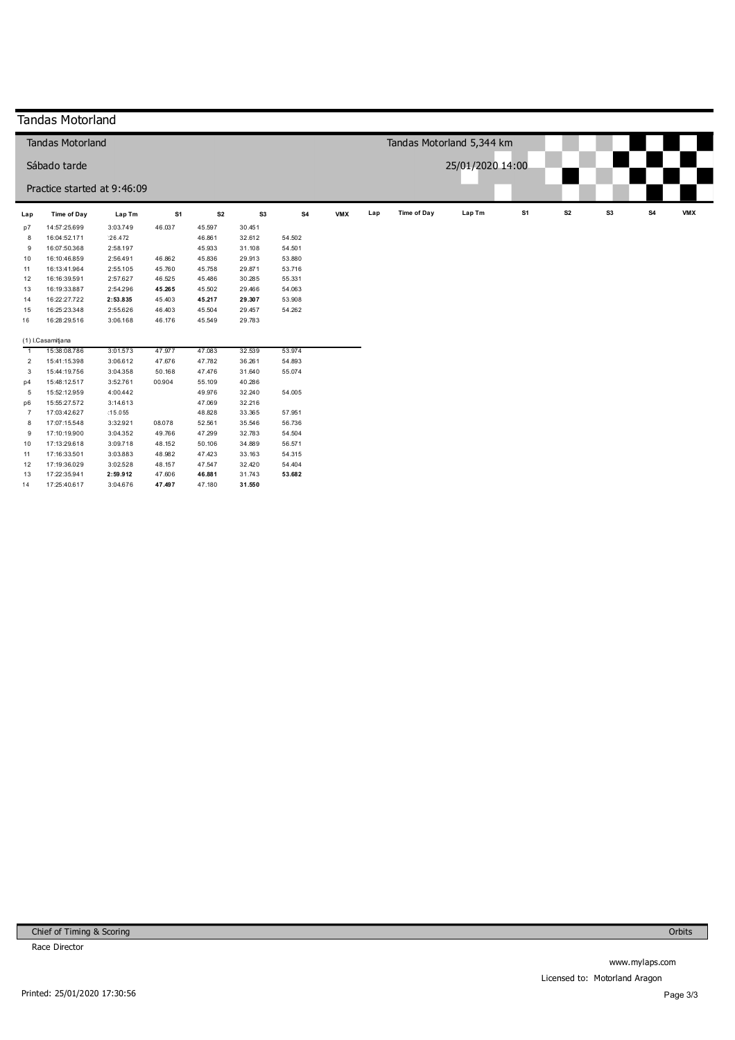# Tandas Motorland

Tandas Motorland

Sábado tarde

Practice started at 9:46:09

Tandas Motorland 5,344 km

25/01/2020 14:00

| Lap | Time of Day | Lap Tm | S1 | S2 | S3 | S4 | VMX |
|---|---|---|---|---|---|---|---|
| p7 | 14:57:25.699 | 3:03.749 | 46.037 | 45.597 | 30.451 | | |
| 8 | 16:04:52.171 | :26.472 | | 46.861 | 32.612 | 54.502 | |
| 9 | 16:07:50.368 | 2:58.197 | | 45.933 | 31.108 | 54.501 | |
| 10 | 16:10:46.859 | 2:56.491 | 46.862 | 45.836 | 29.913 | 53.880 | |
| 11 | 16:13:41.964 | 2:55.105 | 45.760 | 45.758 | 29.871 | 53.716 | |
| 12 | 16:16:39.591 | 2:57.627 | 46.525 | 45.486 | 30.285 | 55.331 | |
| 13 | 16:19:33.887 | 2:54.296 | **45.265** | 45.502 | 29.466 | 54.063 | |
| 14 | 16:22:27.722 | **2:53.835** | 45.403 | **45.217** | **29.307** | 53.908 | |
| 15 | 16:25:23.348 | 2:55.626 | 46.403 | 45.504 | 29.457 | 54.262 | |
| 16 | 16:28:29.516 | 3:06.168 | 46.176 | 45.549 | 29.783 | | |

(1) I.Casamitjana

| Lap | Time of Day | Lap Tm | S1 | S2 | S3 | S4 | VMX |
|---|---|---|---|---|---|---|---|
| 1 | 15:38:08.786 | 3:01.573 | 47.977 | 47.083 | 32.539 | 53.974 | |
| 2 | 15:41:15.398 | 3:06.612 | 47.676 | 47.782 | 36.261 | 54.893 | |
| 3 | 15:44:19.756 | 3:04.358 | 50.168 | 47.476 | 31.640 | 55.074 | |
| p4 | 15:48:12.517 | 3:52.761 | 00.904 | 55.109 | 40.286 | | |
| 5 | 15:52:12.959 | 4:00.442 | | 49.976 | 32.240 | 54.005 | |
| p6 | 15:55:27.572 | 3:14.613 | | 47.069 | 32.216 | | |
| 7 | 17:03:42.627 | :15.055 | | 48.828 | 33.365 | 57.951 | |
| 8 | 17:07:15.548 | 3:32.921 | 08.078 | 52.561 | 35.546 | 56.736 | |
| 9 | 17:10:19.900 | 3:04.352 | 49.766 | 47.299 | 32.783 | 54.504 | |
| 10 | 17:13:29.618 | 3:09.718 | 48.152 | 50.106 | 34.889 | 56.571 | |
| 11 | 17:16:33.501 | 3:03.883 | 48.982 | 47.423 | 33.163 | 54.315 | |
| 12 | 17:19:36.029 | 3:02.528 | 48.157 | 47.547 | 32.420 | 54.404 | |
| 13 | 17:22:35.941 | **2:59.912** | 47.606 | **46.881** | 31.743 | **53.682** | |
| 14 | 17:25:40.617 | 3:04.676 | **47.497** | 47.180 | **31.550** | | |

Chief of Timing & Scoring

Race Director

Orbits

www.mylaps.com

Licensed to: Motorland Aragon

Printed: 25/01/2020 17:30:56